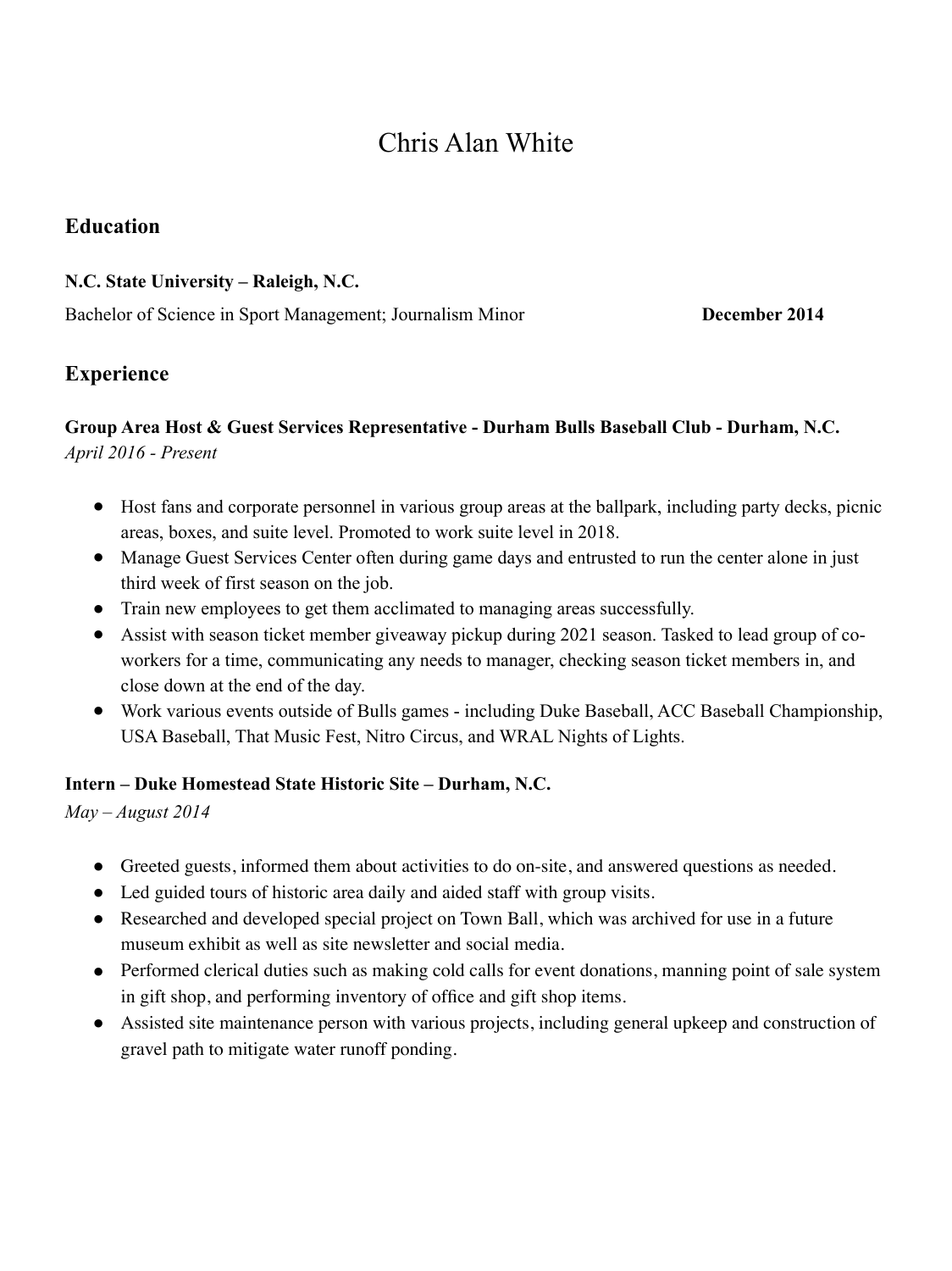# Chris Alan White

## Education

**N.C. State University – Raleigh, N.C.**

Bachelor of Science in Sport Management; Journalism Minor **December 2014**

## Experience

**Group Area Host & Guest Services Representative - Durham Bulls Baseball Club - Durham, N.C.**

*April 2016 - Present*

- Host fans and corporate personnel in various group areas at the ballpark, including party decks, picnic areas, boxes, and suite level. Promoted to work suite level in 2018.
- Manage Guest Services Center often during game days and entrusted to run the center alone in just third week of first season on the job.
- Train new employees to get them acclimated to managing areas successfully.
- Assist with season ticket member giveaway pickup during 2021 season. Tasked to lead group of co-workers for a time, communicating any needs to manager, checking season ticket members in, and close down at the end of the day.
- Work various events outside of Bulls games - including Duke Baseball, ACC Baseball Championship, USA Baseball, That Music Fest, Nitro Circus, and WRAL Nights of Lights.

**Intern – Duke Homestead State Historic Site – Durham, N.C.**

*May – August 2014*

- Greeted guests, informed them about activities to do on-site, and answered questions as needed.
- Led guided tours of historic area daily and aided staff with group visits.
- Researched and developed special project on Town Ball, which was archived for use in a future museum exhibit as well as site newsletter and social media.
- Performed clerical duties such as making cold calls for event donations, manning point of sale system in gift shop, and performing inventory of office and gift shop items.
- Assisted site maintenance person with various projects, including general upkeep and construction of gravel path to mitigate water runoff ponding.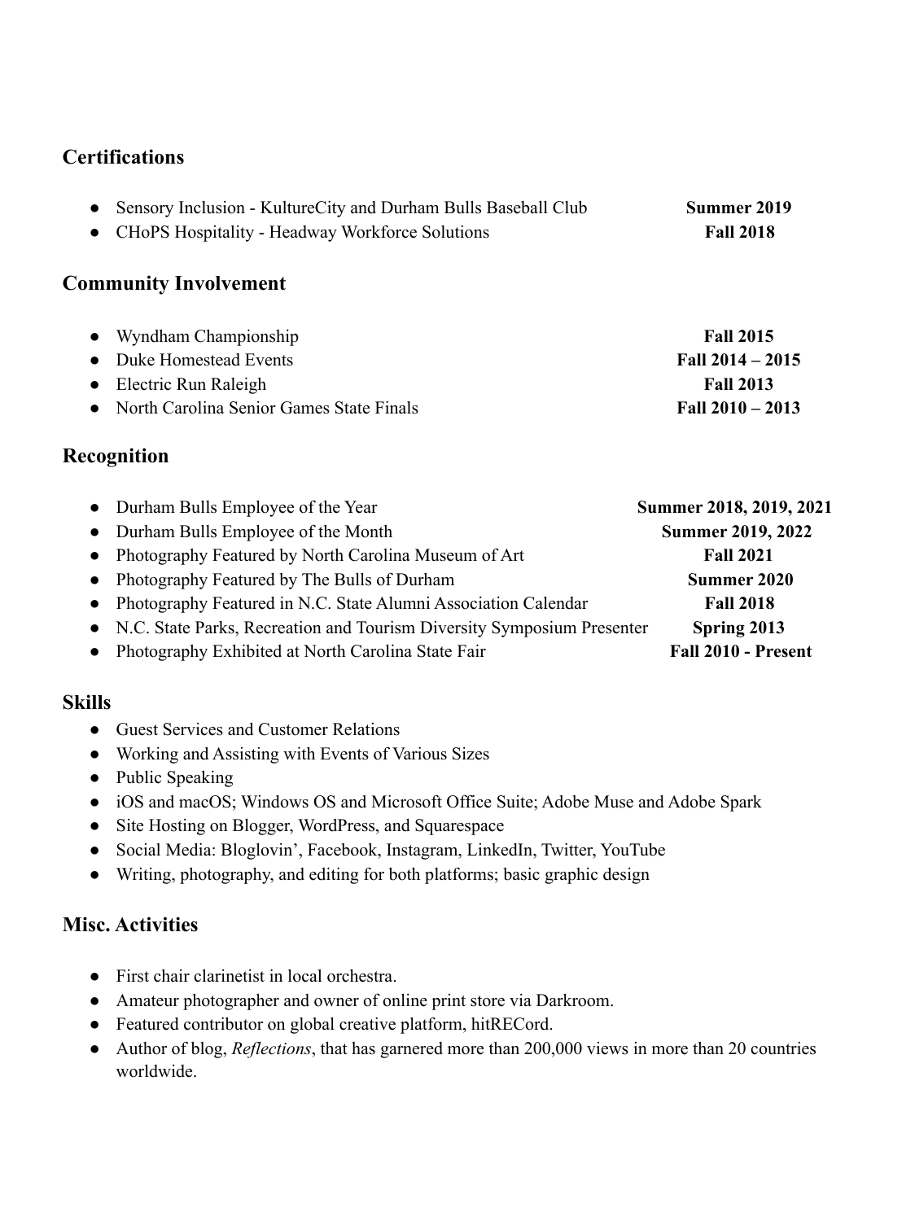## Certifications

- Sensory Inclusion - KultureCity and Durham Bulls Baseball Club **Summer 2019**
- CHoPS Hospitality - Headway Workforce Solutions **Fall 2018**

## Community Involvement

- Wyndham Championship **Fall 2015**
- Duke Homestead Events **Fall 2014 – 2015**
- Electric Run Raleigh **Fall 2013**
- North Carolina Senior Games State Finals **Fall 2010 – 2013**

## Recognition

- Durham Bulls Employee of the Year **Summer 2018, 2019, 2021**
- Durham Bulls Employee of the Month **Summer 2019, 2022**
- Photography Featured by North Carolina Museum of Art **Fall 2021**
- Photography Featured by The Bulls of Durham **Summer 2020**
- Photography Featured in N.C. State Alumni Association Calendar **Fall 2018**
- N.C. State Parks, Recreation and Tourism Diversity Symposium Presenter **Spring 2013**
- Photography Exhibited at North Carolina State Fair **Fall 2010 - Present**

## Skills

- Guest Services and Customer Relations
- Working and Assisting with Events of Various Sizes
- Public Speaking
- iOS and macOS; Windows OS and Microsoft Office Suite; Adobe Muse and Adobe Spark
- Site Hosting on Blogger, WordPress, and Squarespace
- Social Media: Bloglovin', Facebook, Instagram, LinkedIn, Twitter, YouTube
- Writing, photography, and editing for both platforms; basic graphic design

## Misc. Activities

- First chair clarinetist in local orchestra.
- Amateur photographer and owner of online print store via Darkroom.
- Featured contributor on global creative platform, hitRECord.
- Author of blog, *Reflections*, that has garnered more than 200,000 views in more than 20 countries worldwide.